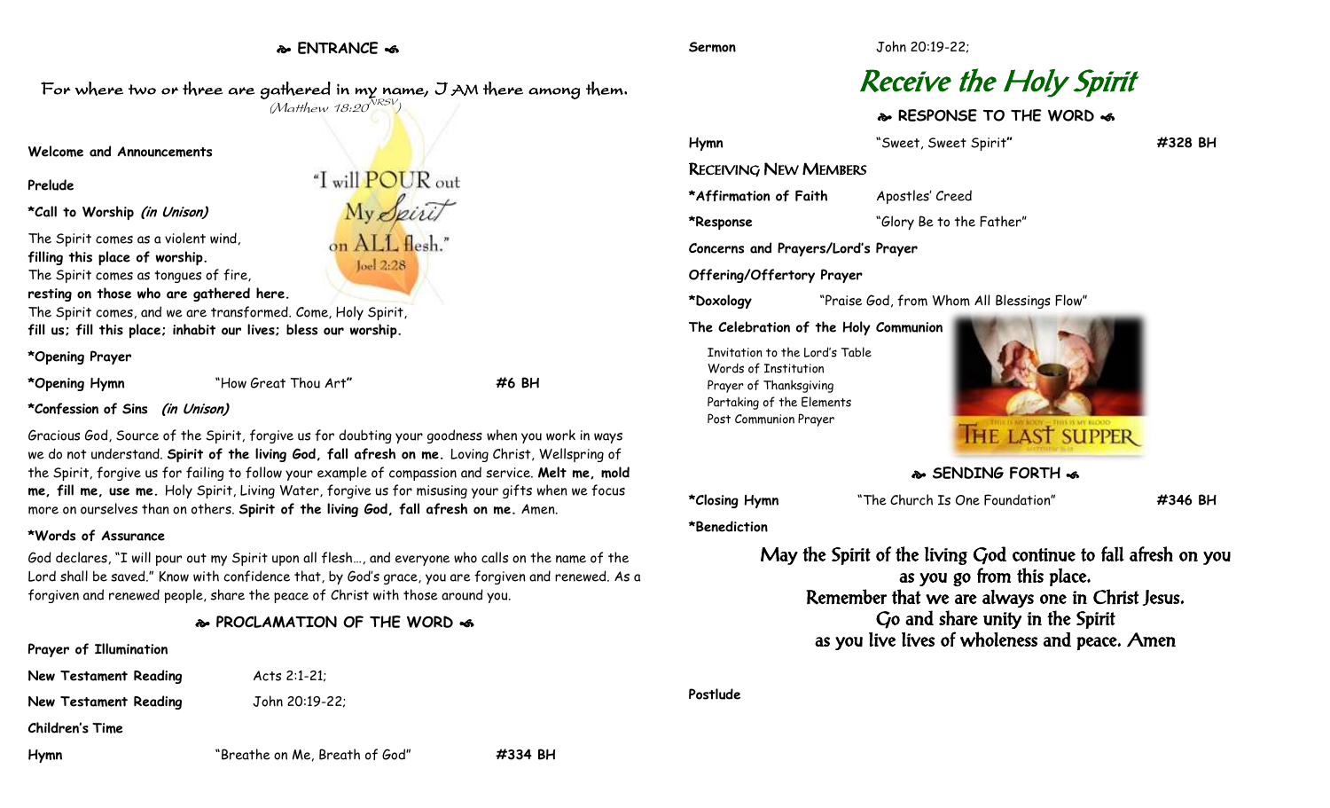## ENTRANCE

For where two or three are gathered in my name, I AM there among them.
(Matthew 18:20 NRSV)

"I will POUR out My Spirit on ALL flesh." Joel 2:28

**Welcome and Announcements**

**Prelude**

**\*Call to Worship** *(in Unison)*

The Spirit comes as a violent wind,
**filling this place of worship.**
The Spirit comes as tongues of fire,
**resting on those who are gathered here.**
The Spirit comes, and we are transformed. Come, Holy Spirit,
**fill us; fill this place; inhabit our lives; bless our worship.**

**\*Opening Prayer**

**\*Opening Hymn** "How Great Thou Art" **#6 BH**

**\*Confession of Sins** *(in Unison)*

Gracious God, Source of the Spirit, forgive us for doubting your goodness when you work in ways we do not understand. **Spirit of the living God, fall afresh on me.** Loving Christ, Wellspring of the Spirit, forgive us for failing to follow your example of compassion and service. **Melt me, mold me, fill me, use me.** Holy Spirit, Living Water, forgive us for misusing your gifts when we focus more on ourselves than on others. **Spirit of the living God, fall afresh on me.** Amen.

**\*Words of Assurance**

God declares, "I will pour out my Spirit upon all flesh…, and everyone who calls on the name of the Lord shall be saved." Know with confidence that, by God's grace, you are forgiven and renewed. As a forgiven and renewed people, share the peace of Christ with those around you.

## PROCLAMATION OF THE WORD

**Prayer of Illumination**

**New Testament Reading** Acts 2:1-21;

**New Testament Reading** John 20:19-22;

**Children's Time**

**Hymn** "Breathe on Me, Breath of God" **#334 BH**

**Sermon** John 20:19-22;

# *Receive the Holy Spirit*

## RESPONSE TO THE WORD

**Hymn** "Sweet, Sweet Spirit" **#328 BH**

**RECEIVING NEW MEMBERS**

**\*Affirmation of Faith** Apostles' Creed

**\*Response** "Glory Be to the Father"

**Concerns and Prayers/Lord's Prayer**

**Offering/Offertory Prayer**

**\*Doxology** "Praise God, from Whom All Blessings Flow"

**The Celebration of the Holy Communion**

Invitation to the Lord's Table
Words of Institution
Prayer of Thanksgiving
Partaking of the Elements
Post Communion Prayer

## SENDING FORTH

**\*Closing Hymn** "The Church Is One Foundation" **#346 BH**

**\*Benediction**

May the Spirit of the living God continue to fall afresh on you
as you go from this place.
Remember that we are always one in Christ Jesus.
Go and share unity in the Spirit
as you live lives of wholeness and peace. Amen

**Postlude**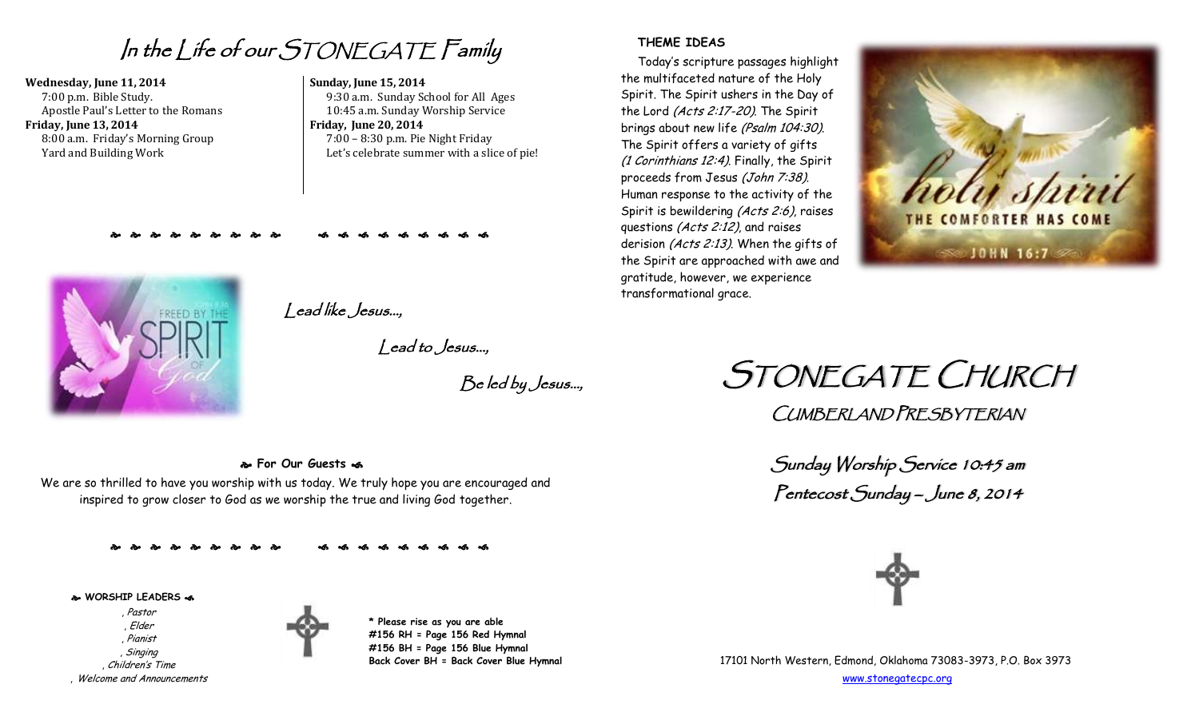# In the Life of our STONEGATE Family

**Wednesday, June 11, 2014**
7:00 p.m. Bible Study.
Apostle Paul's Letter to the Romans

**Friday, June 13, 2014**
8:00 a.m. Friday's Morning Group
Yard and Building Work

**Sunday, June 15, 2014**
9:30 a.m. Sunday School for All Ages
10:45 a.m. Sunday Worship Service

**Friday, June 20, 2014**
7:00 – 8:30 p.m. Pie Night Friday
Let's celebrate summer with a slice of pie!

Lead like Jesus...,

Lead to Jesus...,

Be led by Jesus...,

### For Our Guests

We are so thrilled to have you worship with us today. We truly hope you are encouraged and inspired to grow closer to God as we worship the true and living God together.

### WORSHIP LEADERS

, *Pastor*
, *Elder*
, *Pianist*
, *Singing*
, *Children's Time*
, *Welcome and Announcements*

**\* Please rise as you are able**
**#156 RH = Page 156 Red Hymnal**
**#156 BH = Page 156 Blue Hymnal**
**Back Cover BH = Back Cover Blue Hymnal**

### THEME IDEAS

Today's scripture passages highlight the multifaceted nature of the Holy Spirit. The Spirit ushers in the Day of the Lord *(Acts 2:17-20)*. The Spirit brings about new life *(Psalm 104:30)*. The Spirit offers a variety of gifts *(1 Corinthians 12:4)*. Finally, the Spirit proceeds from Jesus *(John 7:38)*. Human response to the activity of the Spirit is bewildering *(Acts 2:6)*, raises questions *(Acts 2:12)*, and raises derision *(Acts 2:13)*. When the gifts of the Spirit are approached with awe and gratitude, however, we experience transformational grace.

# STONEGATE CHURCH

## CUMBERLAND PRESBYTERIAN

Sunday Worship Service 10:45 am
Pentecost Sunday – June 8, 2014

17101 North Western, Edmond, Oklahoma 73083-3973, P.O. Box 3973
www.stonegatecpc.org